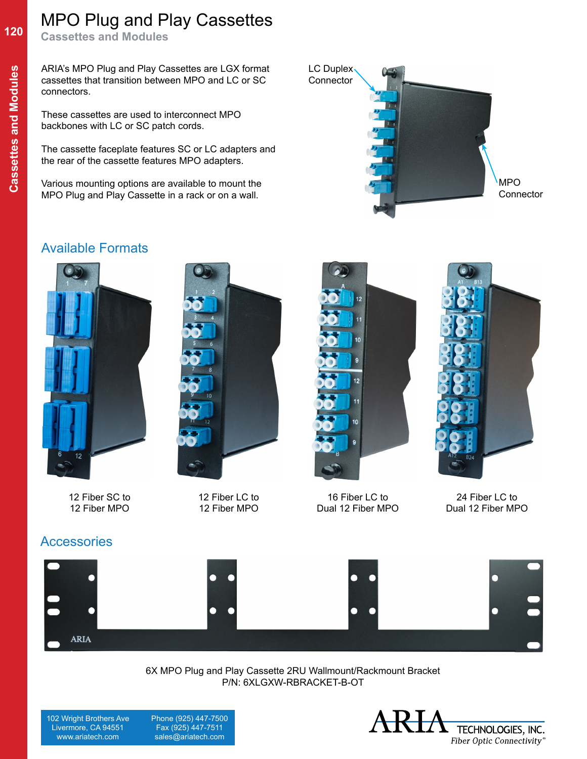# MPO Plug and Play Cassettes

## Cassettes and Modules

ARIA's MPO Plug and Play Cassettes are LGX format cassettes that transition between MPO and LC or SC connectors.

These cassettes are used to interconnect MPO backbones with LC or SC patch cords.

The cassette faceplate features SC or LC adapters and the rear of the cassette features MPO adapters.

Various mounting options are available to mount the MPO Plug and Play Cassette in a rack or on a wall.

LC Duplex Connector

MPO Connector

## Available Formats

12 Fiber SC to 12 Fiber MPO

12 Fiber LC to 12 Fiber MPO

16 Fiber LC to Dual 12 Fiber MPO

24 Fiber LC to Dual 12 Fiber MPO

## Accessories

6X MPO Plug and Play Cassette 2RU Wallmount/Rackmount Bracket
P/N: 6XLGXW-RBRACKET-B-OT

102 Wright Brothers Ave
Livermore, CA 94551
www.ariatech.com

Phone (925) 447-7500
Fax (925) 447-7511
sales@ariatech.com

ARIA TECHNOLOGIES, INC.
*Fiber Optic Connectivity®*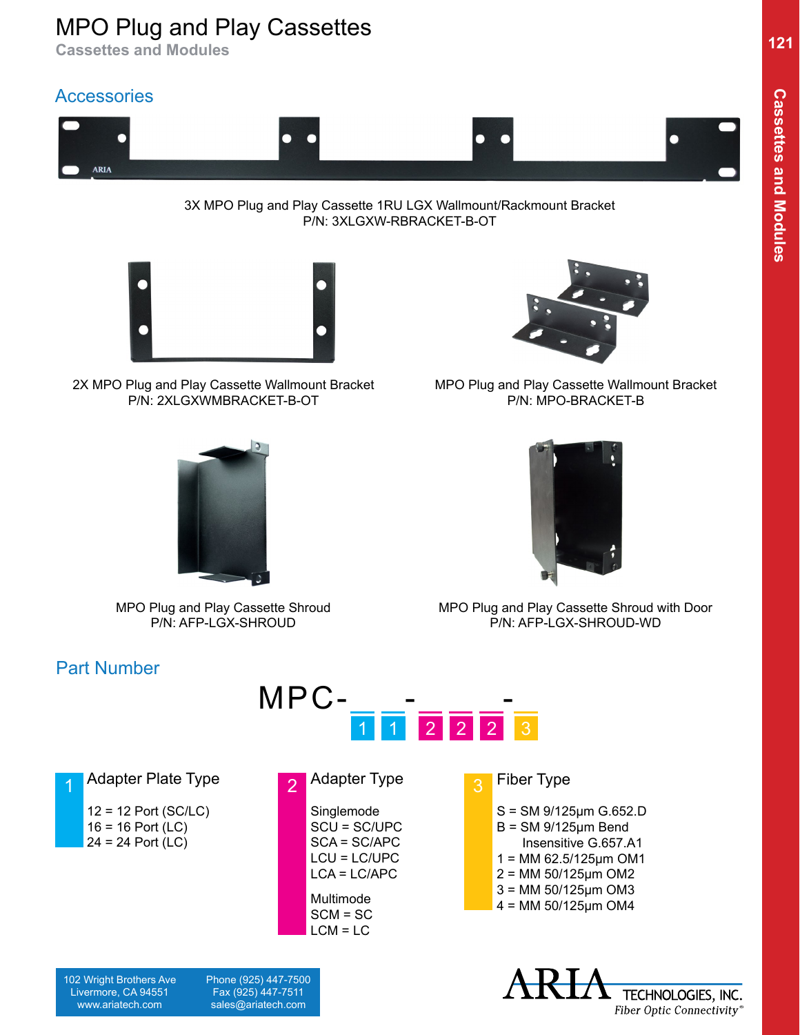# MPO Plug and Play Cassettes

**Cassettes and Modules**

## Accessories

3X MPO Plug and Play Cassette 1RU LGX Wallmount/Rackmount Bracket
P/N: 3XLGXW-RBRACKET-B-OT

2X MPO Plug and Play Cassette Wallmount Bracket
P/N: 2XLGXWMBRACKET-B-OT

MPO Plug and Play Cassette Wallmount Bracket
P/N: MPO-BRACKET-B

MPO Plug and Play Cassette Shroud
P/N: AFP-LGX-SHROUD

MPO Plug and Play Cassette Shroud with Door
P/N: AFP-LGX-SHROUD-WD

## Part Number

MPC- _ _ - _ _ _ - _

1 1 2 2 2 3

### 1 Adapter Plate Type

12 = 12 Port (SC/LC)
16 = 16 Port (LC)
24 = 24 Port (LC)

### 2 Adapter Type

Singlemode
SCU = SC/UPC
SCA = SC/APC
LCU = LC/UPC
LCA = LC/APC

Multimode
SCM = SC
LCM = LC

### 3 Fiber Type

S = SM 9/125µm G.652.D
B = SM 9/125µm Bend Insensitive G.657.A1
1 = MM 62.5/125µm OM1
2 = MM 50/125µm OM2
3 = MM 50/125µm OM3
4 = MM 50/125µm OM4

102 Wright Brothers Ave
Livermore, CA 94551
www.ariatech.com

Phone (925) 447-7500
Fax (925) 447-7511
sales@ariatech.com

ARIA TECHNOLOGIES, INC.
*Fiber Optic Connectivity®*